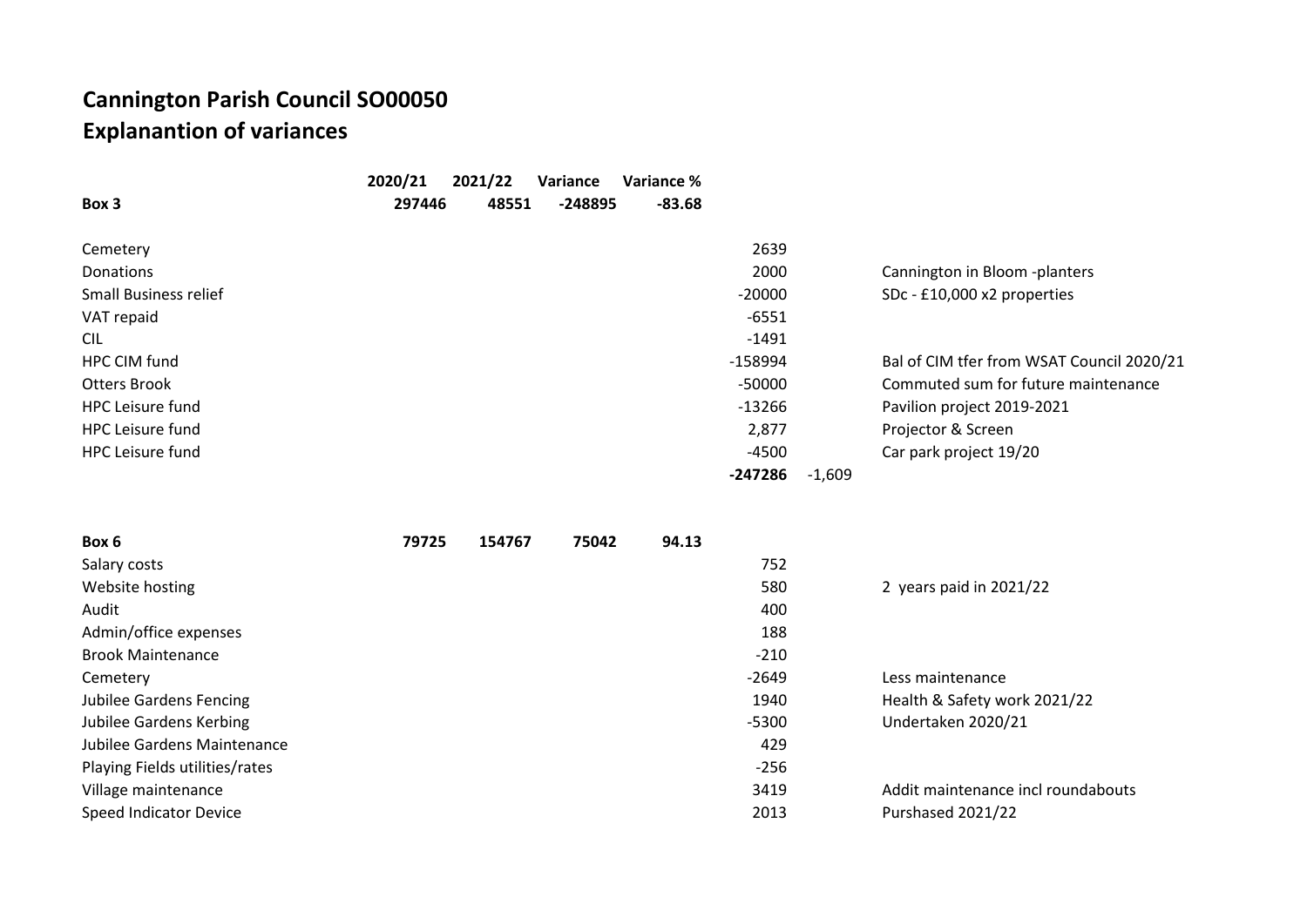# Cannington Parish Council SO00050
## Explanantion of variances

| | 2020/21 | 2021/22 | Variance | Variance % | | | |
|---|---|---|---|---|---|---|---|
| **Box 3** | **297446** | **48551** | **-248895** | **-83.68** | | | |
| | | | | | | | |
| Cemetery | | | | | 2639 | | |
| Donations | | | | | 2000 | | Cannington in Bloom -planters |
| Small Business relief | | | | | -20000 | | SDc - £10,000 x2 properties |
| VAT repaid | | | | | -6551 | | |
| CIL | | | | | -1491 | | |
| HPC CIM fund | | | | | -158994 | | Bal of CIM tfer from WSAT Council 2020/21 |
| Otters Brook | | | | | -50000 | | Commuted sum for future maintenance |
| HPC Leisure fund | | | | | -13266 | | Pavilion project 2019-2021 |
| HPC Leisure fund | | | | | 2,877 | | Projector & Screen |
| HPC Leisure fund | | | | | -4500 | | Car park project 19/20 |
| | | | | | **-247286** | -1,609 | |
| | | | | | | | |
| **Box 6** | **79725** | **154767** | **75042** | **94.13** | | | |
| Salary costs | | | | | 752 | | |
| Website hosting | | | | | 580 | | 2 years paid in 2021/22 |
| Audit | | | | | 400 | | |
| Admin/office expenses | | | | | 188 | | |
| Brook Maintenance | | | | | -210 | | |
| Cemetery | | | | | -2649 | | Less maintenance |
| Jubilee Gardens Fencing | | | | | 1940 | | Health & Safety work 2021/22 |
| Jubilee Gardens Kerbing | | | | | -5300 | | Undertaken 2020/21 |
| Jubilee Gardens Maintenance | | | | | 429 | | |
| Playing Fields utilities/rates | | | | | -256 | | |
| Village maintenance | | | | | 3419 | | Addit maintenance incl roundabouts |
| Speed Indicator Device | | | | | 2013 | | Purshased 2021/22 |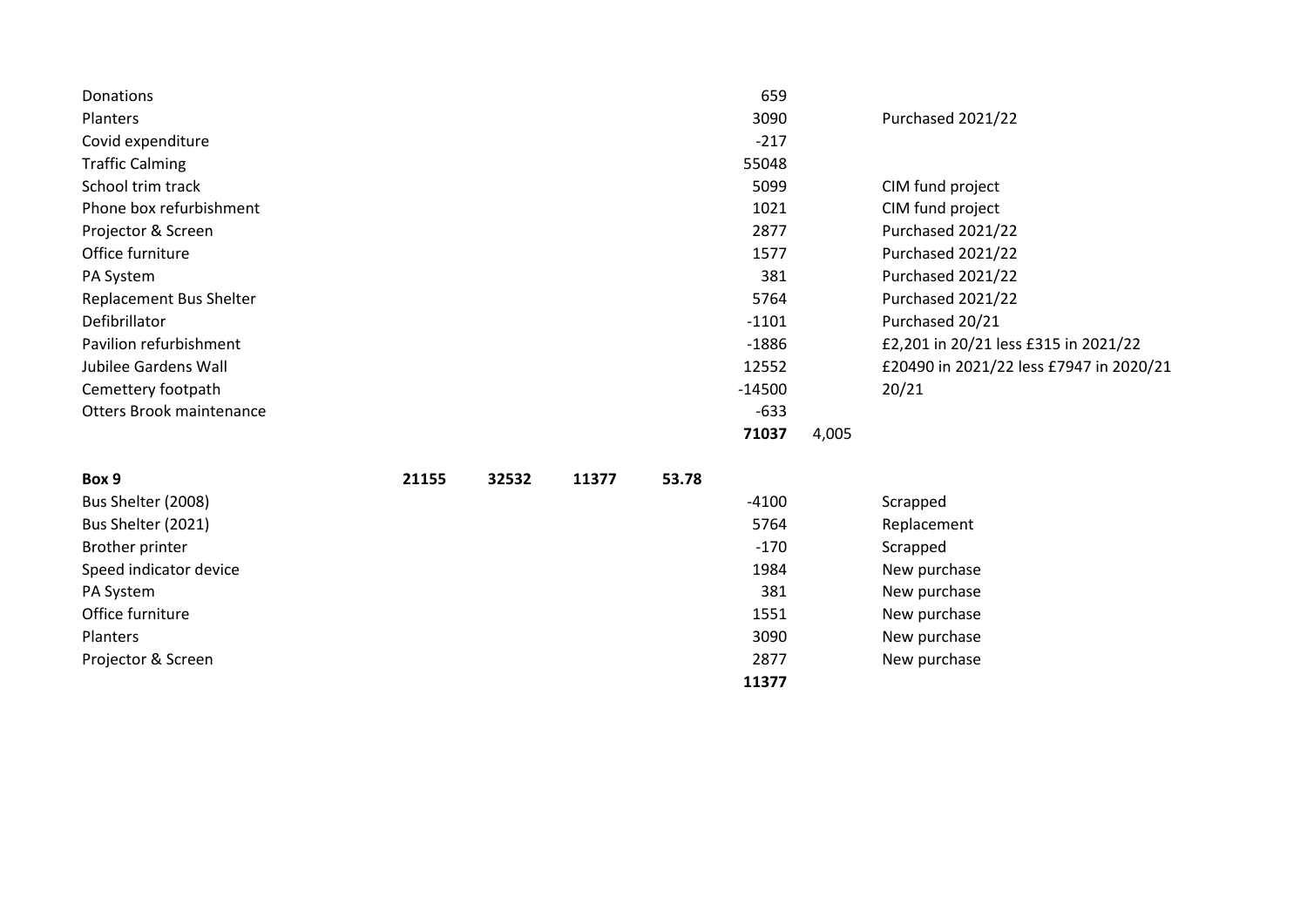| | | | | | | | |
|---|---|---|---|---|---|---|---|
| Donations | | | | | 659 | | |
| Planters | | | | | 3090 | | Purchased 2021/22 |
| Covid expenditure | | | | | -217 | | |
| Traffic Calming | | | | | 55048 | | |
| School trim track | | | | | 5099 | | CIM fund project |
| Phone box refurbishment | | | | | 1021 | | CIM fund project |
| Projector & Screen | | | | | 2877 | | Purchased 2021/22 |
| Office furniture | | | | | 1577 | | Purchased 2021/22 |
| PA System | | | | | 381 | | Purchased 2021/22 |
| Replacement Bus Shelter | | | | | 5764 | | Purchased 2021/22 |
| Defibrillator | | | | | -1101 | | Purchased 20/21 |
| Pavilion refurbishment | | | | | -1886 | | £2,201 in 20/21 less £315 in 2021/22 |
| Jubilee Gardens Wall | | | | | 12552 | | £20490 in 2021/22 less £7947 in 2020/21 |
| Cemettery footpath | | | | | -14500 | | 20/21 |
| Otters Brook maintenance | | | | | -633 | | |
| | | | | | **71037** | 4,005 | |
| **Box 9** | **21155** | **32532** | **11377** | **53.78** | | | |
| Bus Shelter (2008) | | | | | -4100 | | Scrapped |
| Bus Shelter (2021) | | | | | 5764 | | Replacement |
| Brother printer | | | | | -170 | | Scrapped |
| Speed indicator device | | | | | 1984 | | New purchase |
| PA System | | | | | 381 | | New purchase |
| Office furniture | | | | | 1551 | | New purchase |
| Planters | | | | | 3090 | | New purchase |
| Projector & Screen | | | | | 2877 | | New purchase |
| | | | | | **11377** | | |